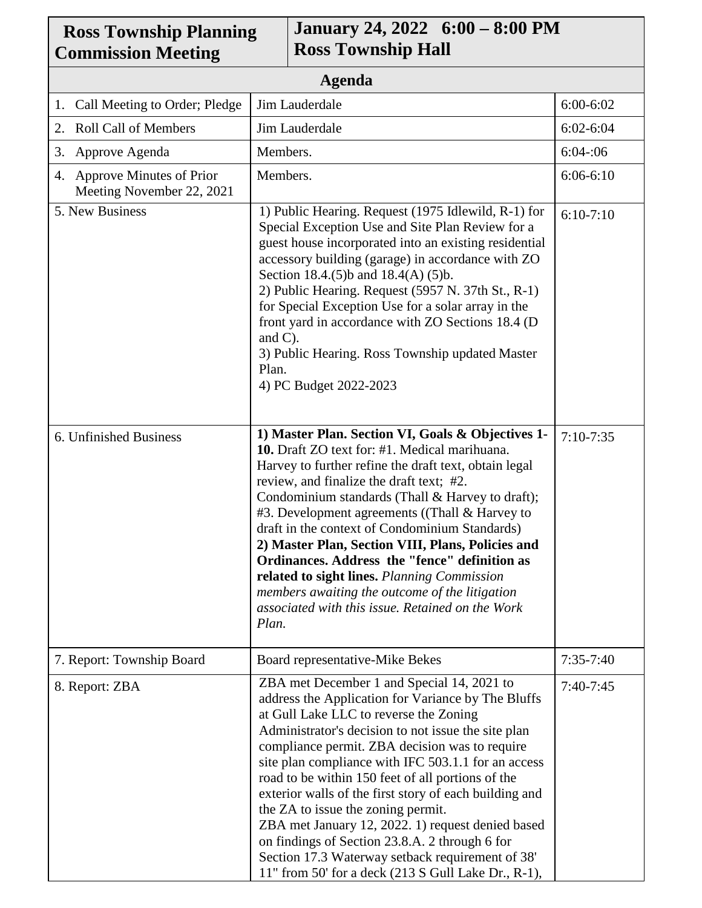| **Ross Township Planning Commission Meeting** | **January 24, 2022 6:00 – 8:00 PM Ross Township Hall** | |
|---|---|---|
| **Agenda** | | |
| 1. Call Meeting to Order; Pledge | Jim Lauderdale | 6:00-6:02 |
| 2. Roll Call of Members | Jim Lauderdale | 6:02-6:04 |
| 3. Approve Agenda | Members. | 6:04-:06 |
| 4. Approve Minutes of Prior Meeting November 22, 2021 | Members. | 6:06-6:10 |
| 5. New Business | 1) Public Hearing. Request (1975 Idlewild, R-1) for Special Exception Use and Site Plan Review for a guest house incorporated into an existing residential accessory building (garage) in accordance with ZO Section 18.4.(5)b and 18.4(A) (5)b.<br>2) Public Hearing. Request (5957 N. 37th St., R-1) for Special Exception Use for a solar array in the front yard in accordance with ZO Sections 18.4 (D and C).<br>3) Public Hearing. Ross Township updated Master Plan.<br>4) PC Budget 2022-2023 | 6:10-7:10 |
| 6. Unfinished Business | **1) Master Plan. Section VI, Goals & Objectives 1-10.** Draft ZO text for: #1. Medical marihuana. Harvey to further refine the draft text, obtain legal review, and finalize the draft text; #2. Condominium standards (Thall & Harvey to draft); #3. Development agreements ((Thall & Harvey to draft in the context of Condominium Standards)<br>**2) Master Plan, Section VIII, Plans, Policies and Ordinances. Address the "fence" definition as related to sight lines.** *Planning Commission members awaiting the outcome of the litigation associated with this issue. Retained on the Work Plan.* | 7:10-7:35 |
| 7. Report: Township Board | Board representative-Mike Bekes | 7:35-7:40 |
| 8. Report: ZBA | ZBA met December 1 and Special 14, 2021 to address the Application for Variance by The Bluffs at Gull Lake LLC to reverse the Zoning Administrator's decision to not issue the site plan compliance permit. ZBA decision was to require site plan compliance with IFC 503.1.1 for an access road to be within 150 feet of all portions of the exterior walls of the first story of each building and the ZA to issue the zoning permit.<br>ZBA met January 12, 2022. 1) request denied based on findings of Section 23.8.A. 2 through 6 for Section 17.3 Waterway setback requirement of 38' 11" from 50' for a deck (213 S Gull Lake Dr., R-1), | 7:40-7:45 |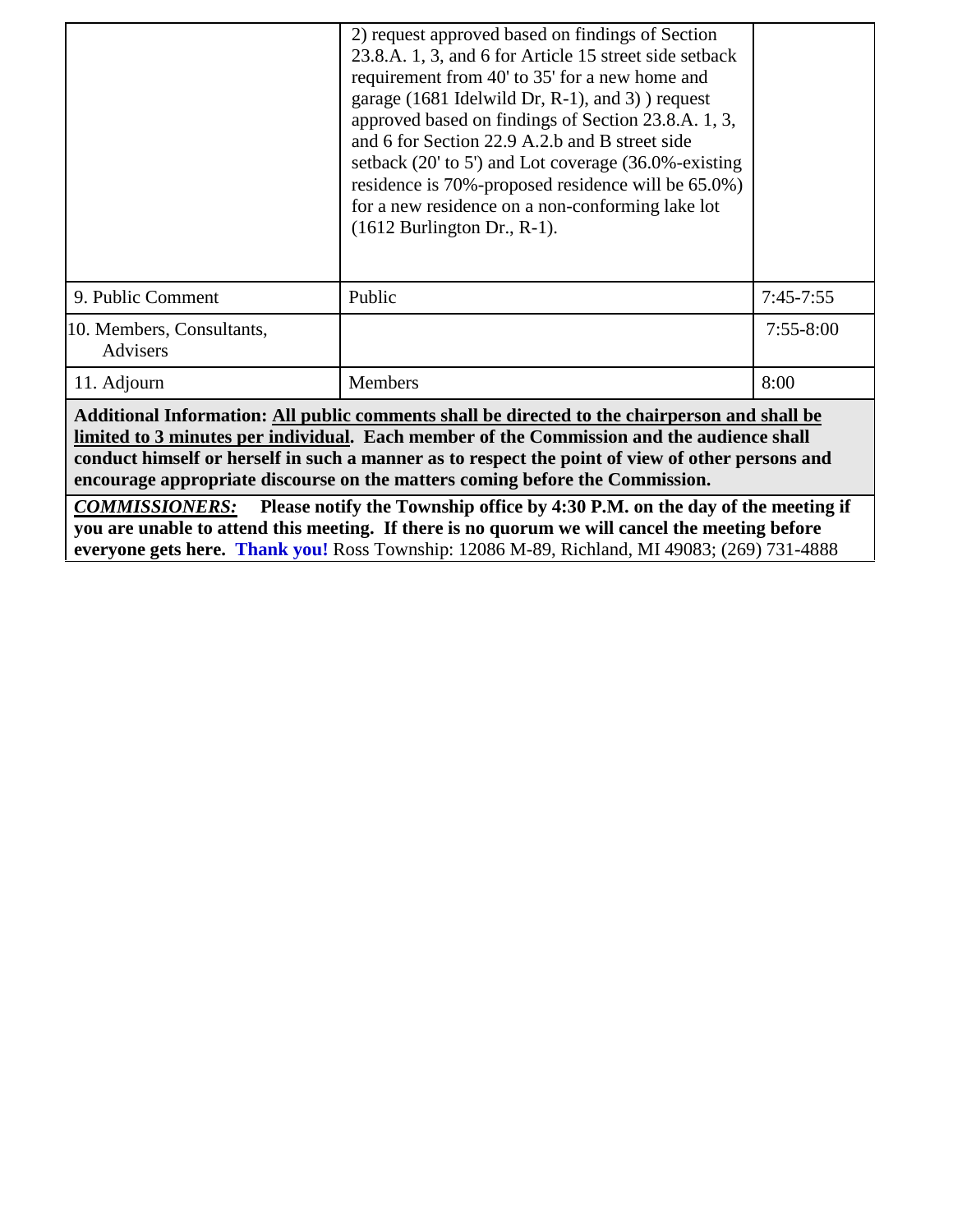| | | |
|---|---|---|
| | 2) request approved based on findings of Section 23.8.A. 1, 3, and 6 for Article 15 street side setback requirement from 40' to 35' for a new home and garage (1681 Idelwild Dr, R-1), and 3) ) request approved based on findings of Section 23.8.A. 1, 3, and 6 for Section 22.9 A.2.b and B street side setback (20' to 5') and Lot coverage (36.0%-existing residence is 70%-proposed residence will be 65.0%) for a new residence on a non-conforming lake lot (1612 Burlington Dr., R-1). | |
| 9. Public Comment | Public | 7:45-7:55 |
| 10. Members, Consultants, Advisers | | 7:55-8:00 |
| 11. Adjourn | Members | 8:00 |

**Additional Information: <u>All public comments shall be directed to the chairperson and shall be limited to 3 minutes per individual</u>. Each member of the Commission and the audience shall conduct himself or herself in such a manner as to respect the point of view of other persons and encourage appropriate discourse on the matters coming before the Commission.**

***<u>COMMISSIONERS:</u>*** **Please notify the Township office by 4:30 P.M. on the day of the meeting if you are unable to attend this meeting. If there is no quorum we will cancel the meeting before everyone gets here. Thank you!** Ross Township: 12086 M-89, Richland, MI 49083; (269) 731-4888